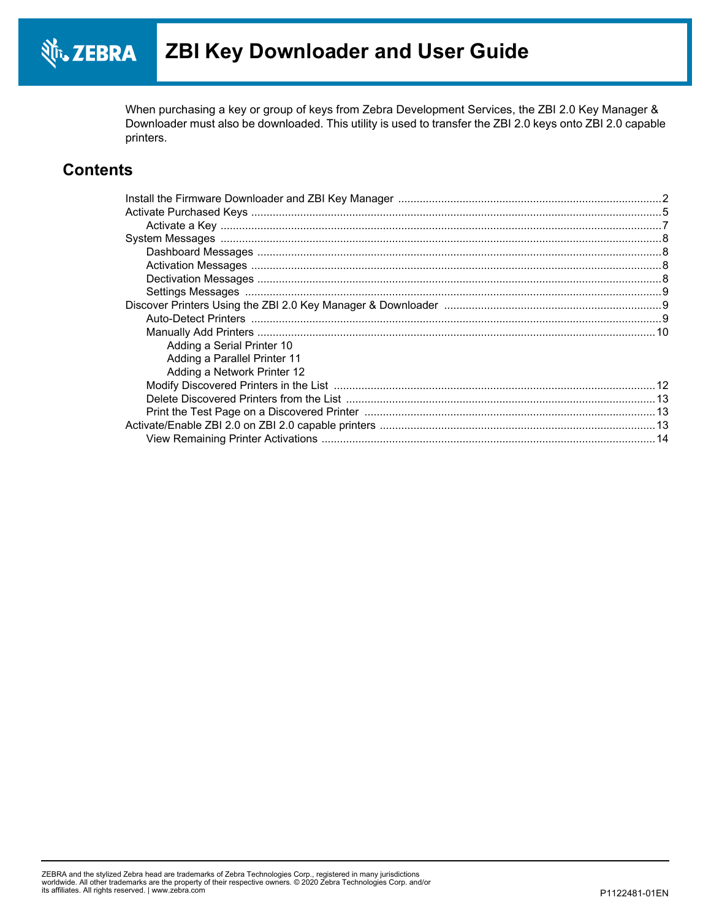# ZBI Key Downloader and User Guide

When purchasing a key or group of keys from Zebra Development Services, the ZBI 2.0 Key Manager & Downloader must also be downloaded. This utility is used to transfer the ZBI 2.0 keys onto ZBI 2.0 capable printers.

## Contents

- Install the Firmware Downloader and ZBI Key Manager ..... 2
- Activate Purchased Keys ..... 5
  - Activate a Key ..... 7
- System Messages ..... 8
  - Dashboard Messages ..... 8
  - Activation Messages ..... 8
  - Dectivation Messages ..... 8
  - Settings Messages ..... 9
- Discover Printers Using the ZBI 2.0 Key Manager & Downloader ..... 9
  - Auto-Detect Printers ..... 9
  - Manually Add Printers ..... 10
    - Adding a Serial Printer 10
    - Adding a Parallel Printer 11
    - Adding a Network Printer 12
  - Modify Discovered Printers in the List ..... 12
  - Delete Discovered Printers from the List ..... 13
  - Print the Test Page on a Discovered Printer ..... 13
- Activate/Enable ZBI 2.0 on ZBI 2.0 capable printers ..... 13
  - View Remaining Printer Activations ..... 14

ZEBRA and the stylized Zebra head are trademarks of Zebra Technologies Corp., registered in many jurisdictions worldwide. All other trademarks are the property of their respective owners. © 2020 Zebra Technologies Corp. and/or its affiliates. All rights reserved. | www.zebra.com

P1122481-01EN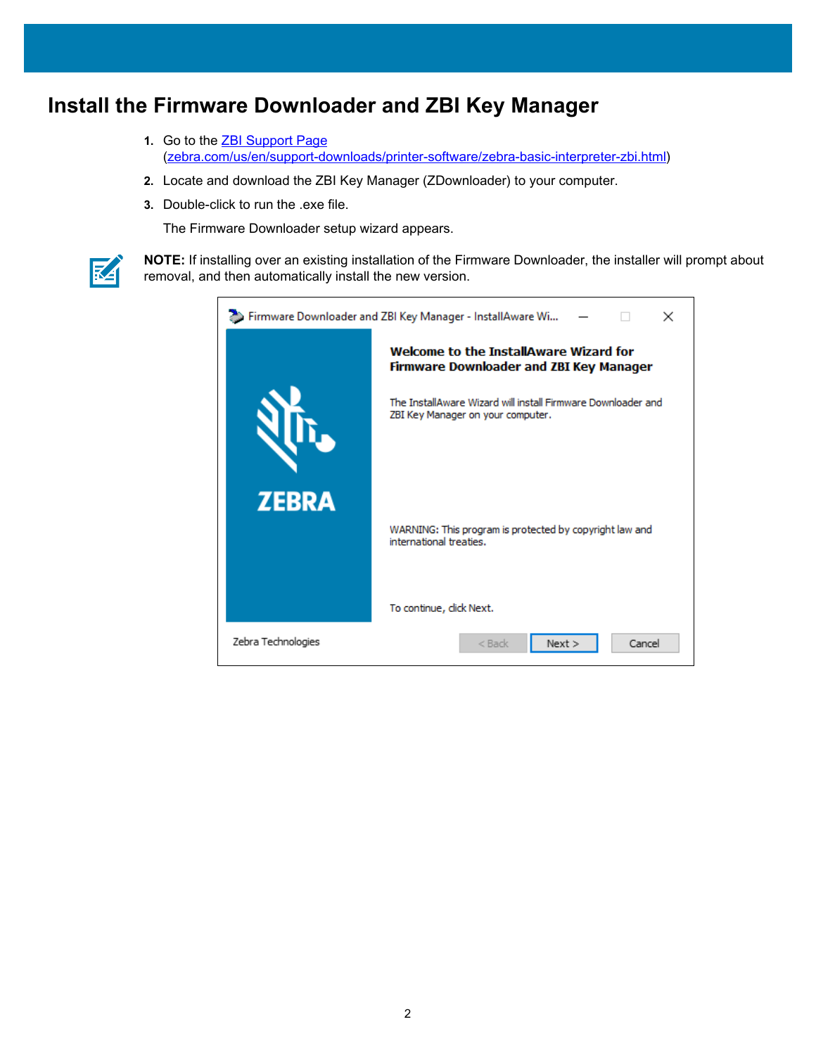# Install the Firmware Downloader and ZBI Key Manager

1. Go to the [ZBI Support Page](https://zebra.com/us/en/support-downloads/printer-software/zebra-basic-interpreter-zbi.html) (zebra.com/us/en/support-downloads/printer-software/zebra-basic-interpreter-zbi.html)
2. Locate and download the ZBI Key Manager (ZDownloader) to your computer.
3. Double-click to run the .exe file.

   The Firmware Downloader setup wizard appears.

**NOTE:** If installing over an existing installation of the Firmware Downloader, the installer will prompt about removal, and then automatically install the new version.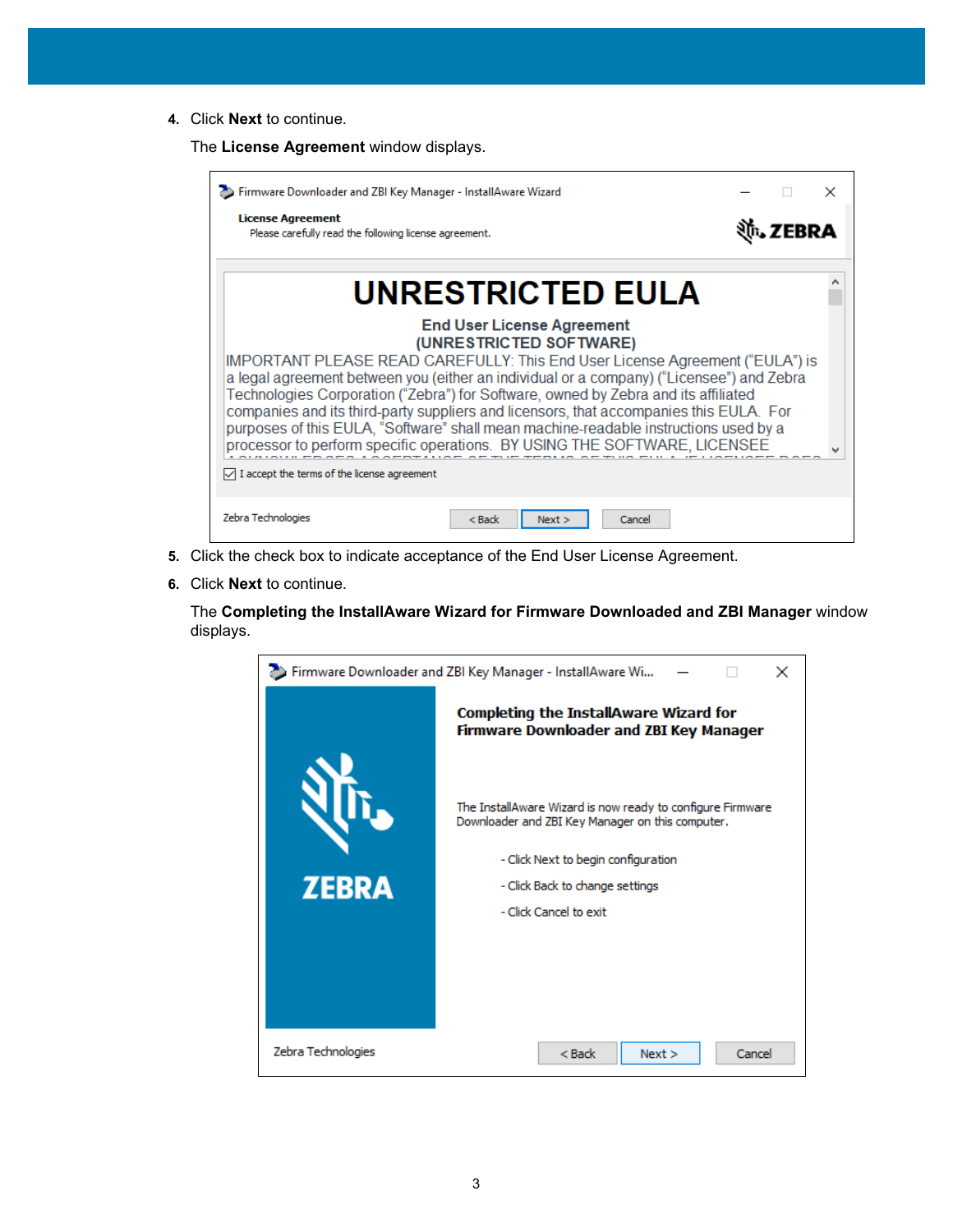4. Click **Next** to continue.

   The **License Agreement** window displays.

5. Click the check box to indicate acceptance of the End User License Agreement.
6. Click **Next** to continue.

   The **Completing the InstallAware Wizard for Firmware Downloaded and ZBI Manager** window displays.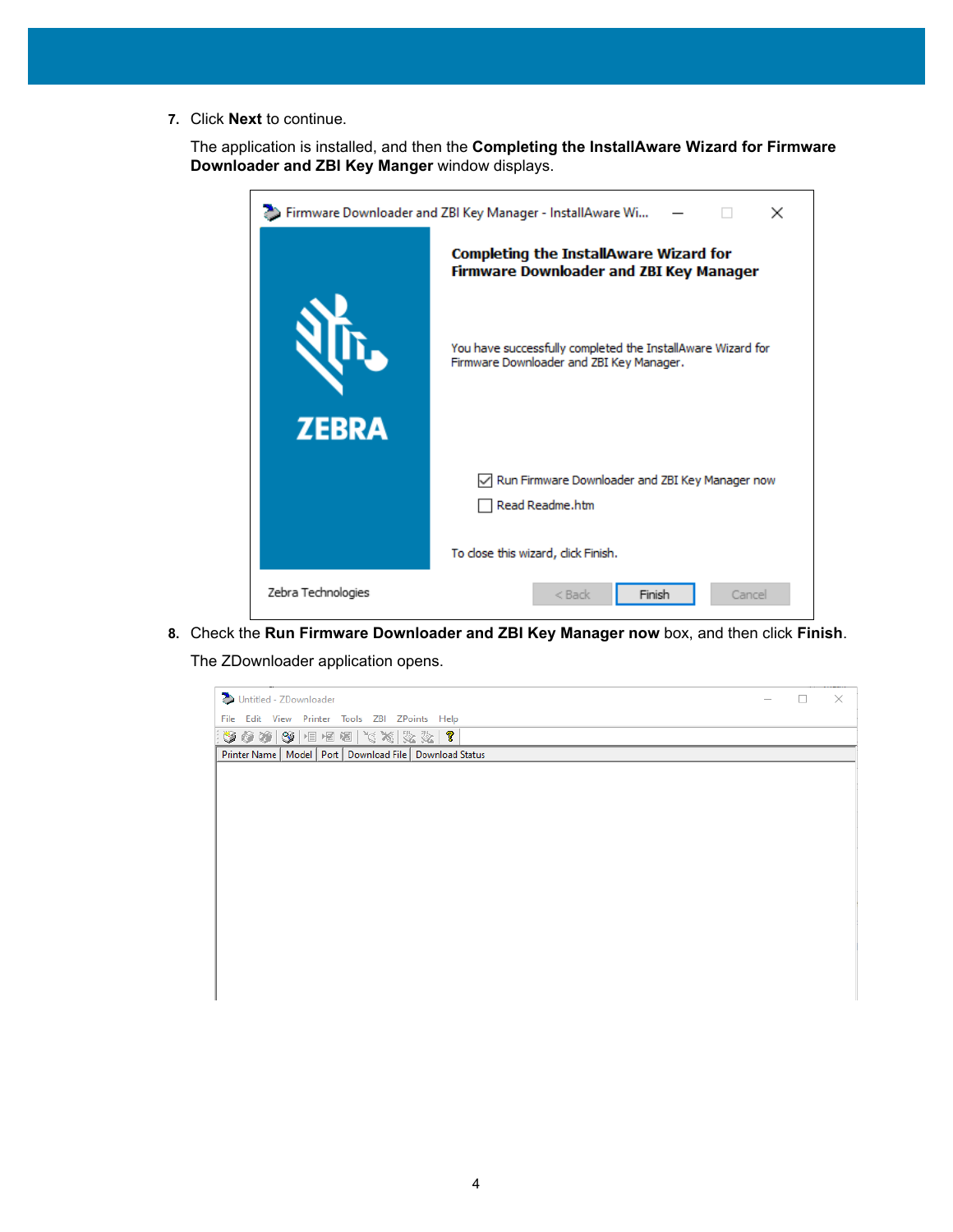7. Click **Next** to continue.

   The application is installed, and then the **Completing the InstallAware Wizard for Firmware Downloader and ZBI Key Manger** window displays.

8. Check the **Run Firmware Downloader and ZBI Key Manager now** box, and then click **Finish**.

   The ZDownloader application opens.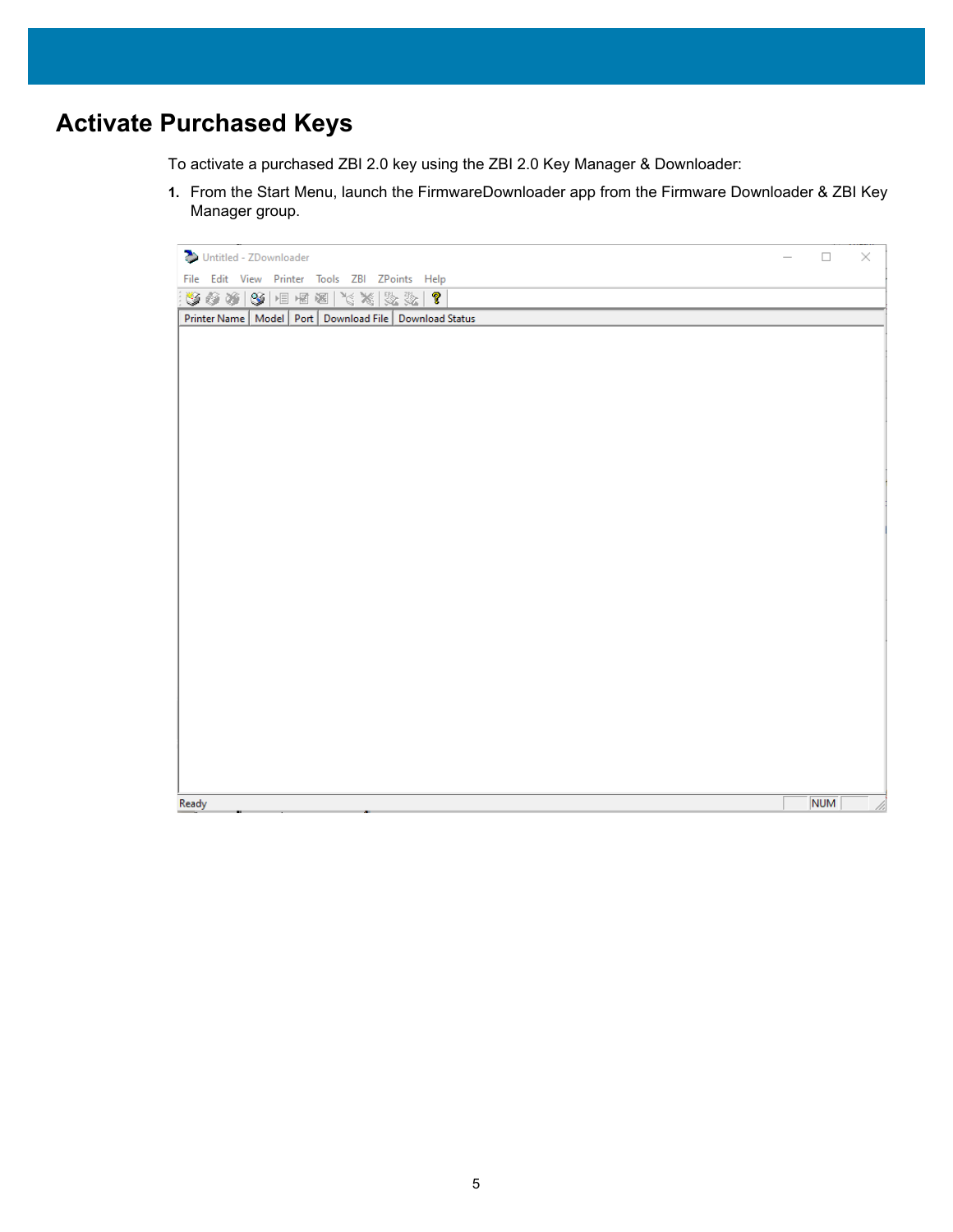# Activate Purchased Keys

To activate a purchased ZBI 2.0 key using the ZBI 2.0 Key Manager & Downloader:

1. From the Start Menu, launch the FirmwareDownloader app from the Firmware Downloader & ZBI Key Manager group.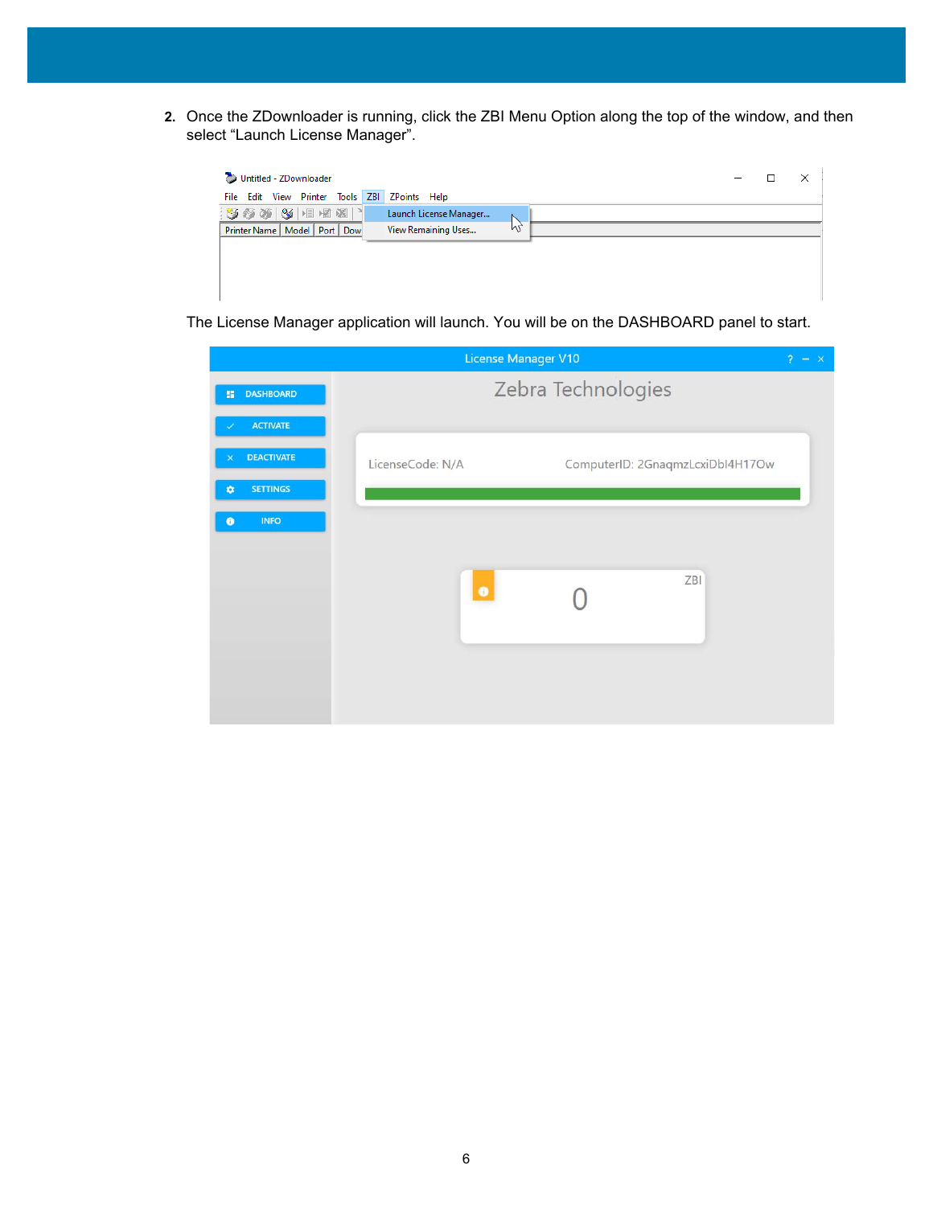2. Once the ZDownloader is running, click the ZBI Menu Option along the top of the window, and then select "Launch License Manager".

   The License Manager application will launch. You will be on the DASHBOARD panel to start.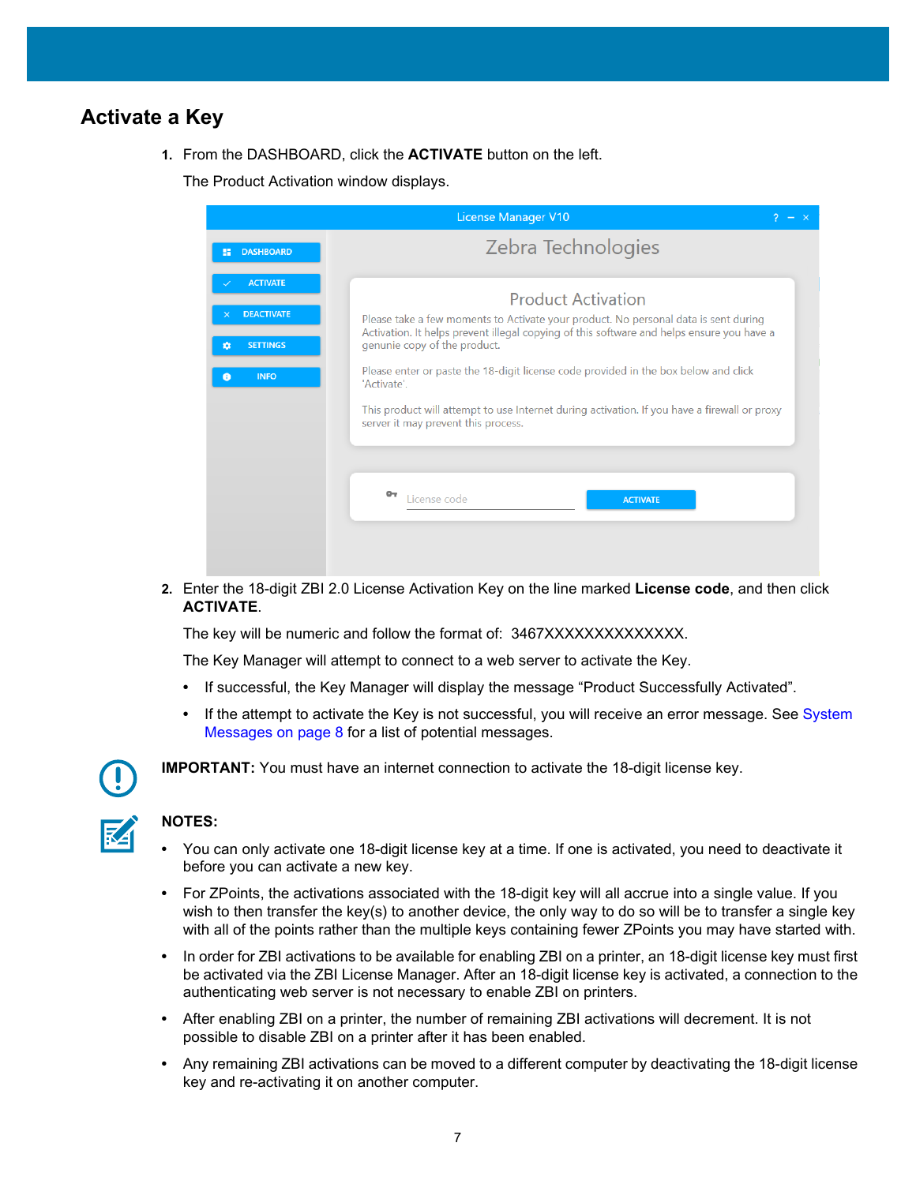## Activate a Key

1. From the DASHBOARD, click the **ACTIVATE** button on the left.

   The Product Activation window displays.

2. Enter the 18-digit ZBI 2.0 License Activation Key on the line marked **License code**, and then click **ACTIVATE**.

   The key will be numeric and follow the format of: 3467XXXXXXXXXXXXXX.

   The Key Manager will attempt to connect to a web server to activate the Key.

   - If successful, the Key Manager will display the message "Product Successfully Activated".
   - If the attempt to activate the Key is not successful, you will receive an error message. See System Messages on page 8 for a list of potential messages.

**IMPORTANT:** You must have an internet connection to activate the 18-digit license key.

**NOTES:**

- You can only activate one 18-digit license key at a time. If one is activated, you need to deactivate it before you can activate a new key.
- For ZPoints, the activations associated with the 18-digit key will all accrue into a single value. If you wish to then transfer the key(s) to another device, the only way to do so will be to transfer a single key with all of the points rather than the multiple keys containing fewer ZPoints you may have started with.
- In order for ZBI activations to be available for enabling ZBI on a printer, an 18-digit license key must first be activated via the ZBI License Manager. After an 18-digit license key is activated, a connection to the authenticating web server is not necessary to enable ZBI on printers.
- After enabling ZBI on a printer, the number of remaining ZBI activations will decrement. It is not possible to disable ZBI on a printer after it has been enabled.
- Any remaining ZBI activations can be moved to a different computer by deactivating the 18-digit license key and re-activating it on another computer.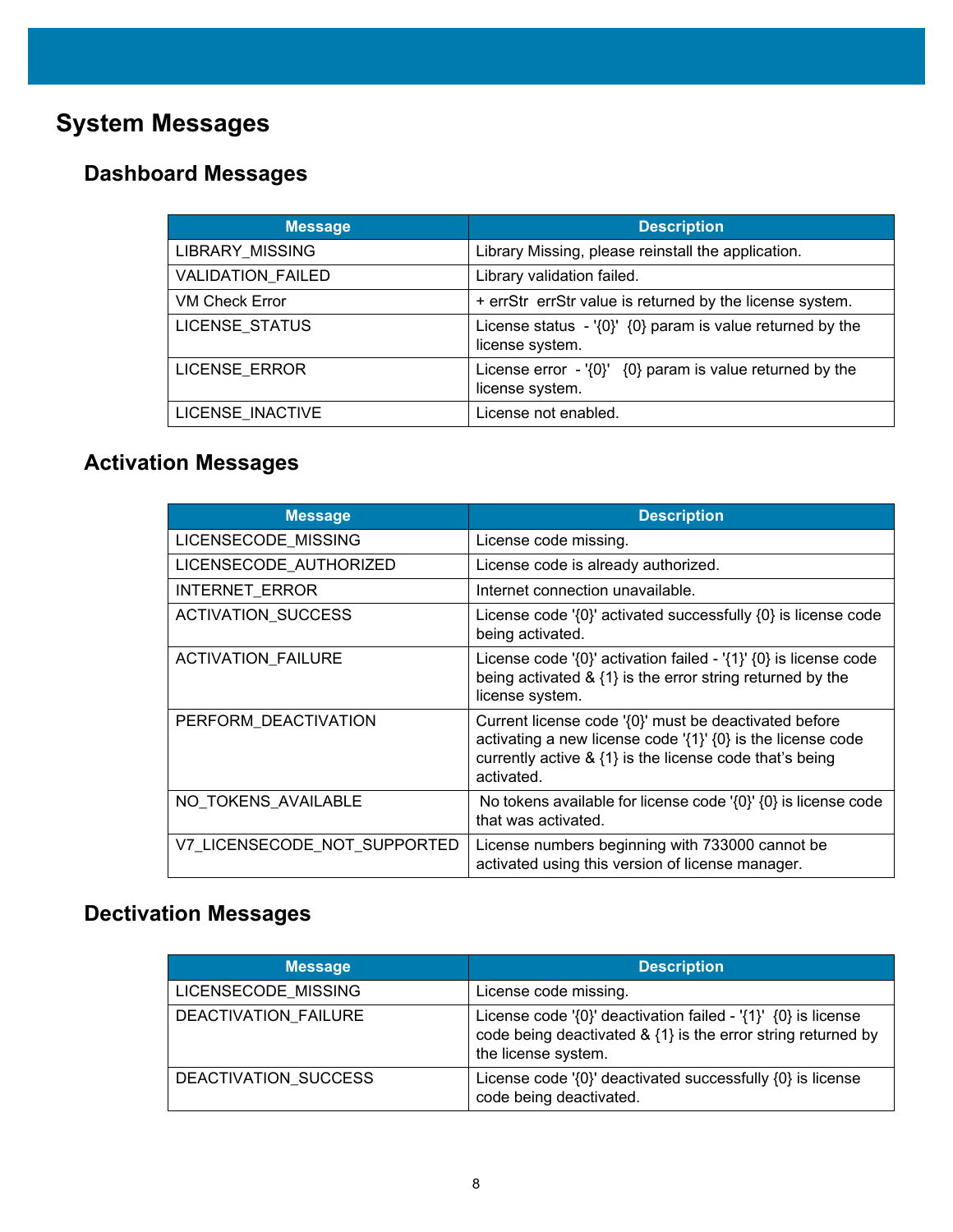# System Messages

## Dashboard Messages

| Message | Description |
|---|---|
| LIBRARY_MISSING | Library Missing, please reinstall the application. |
| VALIDATION_FAILED | Library validation failed. |
| VM Check Error | + errStr  errStr value is returned by the license system. |
| LICENSE_STATUS | License status  - '{0}'  {0} param is value returned by the license system. |
| LICENSE_ERROR | License error  - '{0}'   {0} param is value returned by the license system. |
| LICENSE_INACTIVE | License not enabled. |

## Activation Messages

| Message | Description |
|---|---|
| LICENSECODE_MISSING | License code missing. |
| LICENSECODE_AUTHORIZED | License code is already authorized. |
| INTERNET_ERROR | Internet connection unavailable. |
| ACTIVATION_SUCCESS | License code '{0}' activated successfully {0} is license code being activated. |
| ACTIVATION_FAILURE | License code '{0}' activation failed - '{1}' {0} is license code being activated & {1} is the error string returned by the license system. |
| PERFORM_DEACTIVATION | Current license code '{0}' must be deactivated before activating a new license code '{1}' {0} is the license code currently active & {1} is the license code that's being activated. |
| NO_TOKENS_AVAILABLE | No tokens available for license code '{0}' {0} is license code that was activated. |
| V7_LICENSECODE_NOT_SUPPORTED | License numbers beginning with 733000 cannot be activated using this version of license manager. |

## Dectivation Messages

| Message | Description |
|---|---|
| LICENSECODE_MISSING | License code missing. |
| DEACTIVATION_FAILURE | License code '{0}' deactivation failed - '{1}'  {0} is license code being deactivated & {1} is the error string returned by the license system. |
| DEACTIVATION_SUCCESS | License code '{0}' deactivated successfully {0} is license code being deactivated. |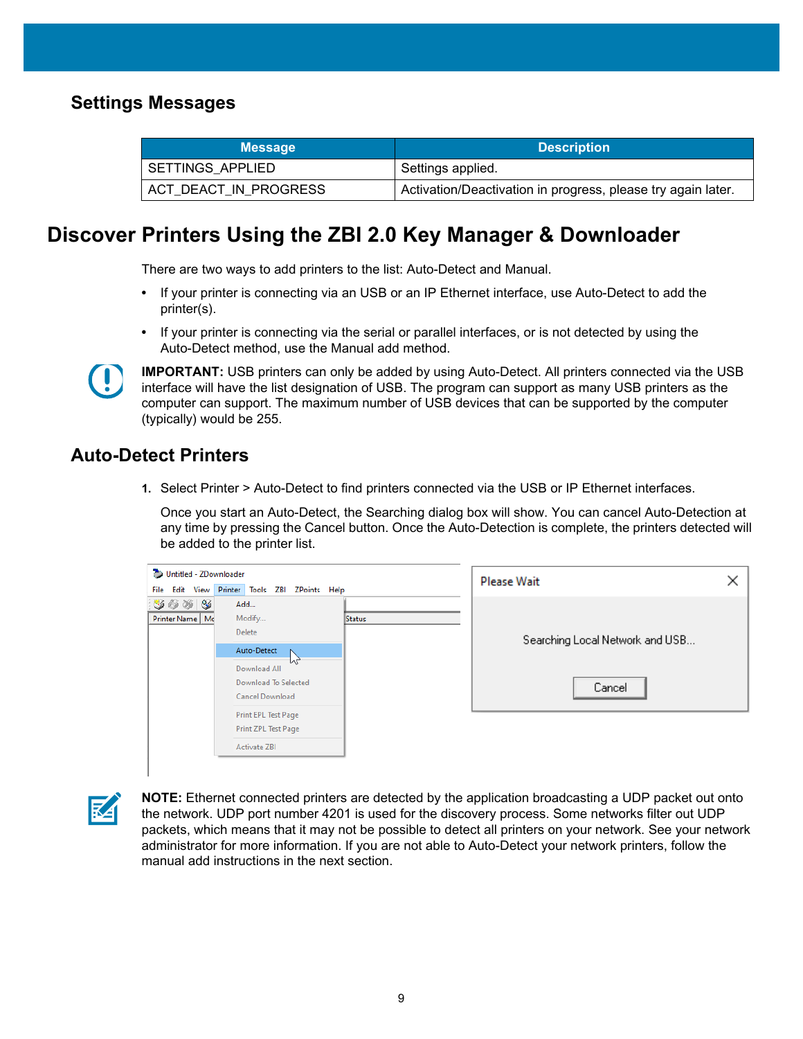## Settings Messages

| Message | Description |
|---|---|
| SETTINGS_APPLIED | Settings applied. |
| ACT_DEACT_IN_PROGRESS | Activation/Deactivation in progress, please try again later. |

# Discover Printers Using the ZBI 2.0 Key Manager & Downloader

There are two ways to add printers to the list: Auto-Detect and Manual.

- If your printer is connecting via an USB or an IP Ethernet interface, use Auto-Detect to add the printer(s).
- If your printer is connecting via the serial or parallel interfaces, or is not detected by using the Auto-Detect method, use the Manual add method.

**IMPORTANT:** USB printers can only be added by using Auto-Detect. All printers connected via the USB interface will have the list designation of USB. The program can support as many USB printers as the computer can support. The maximum number of USB devices that can be supported by the computer (typically) would be 255.

## Auto-Detect Printers

1. Select Printer > Auto-Detect to find printers connected via the USB or IP Ethernet interfaces.

   Once you start an Auto-Detect, the Searching dialog box will show. You can cancel Auto-Detection at any time by pressing the Cancel button. Once the Auto-Detection is complete, the printers detected will be added to the printer list.

**NOTE:** Ethernet connected printers are detected by the application broadcasting a UDP packet out onto the network. UDP port number 4201 is used for the discovery process. Some networks filter out UDP packets, which means that it may not be possible to detect all printers on your network. See your network administrator for more information. If you are not able to Auto-Detect your network printers, follow the manual add instructions in the next section.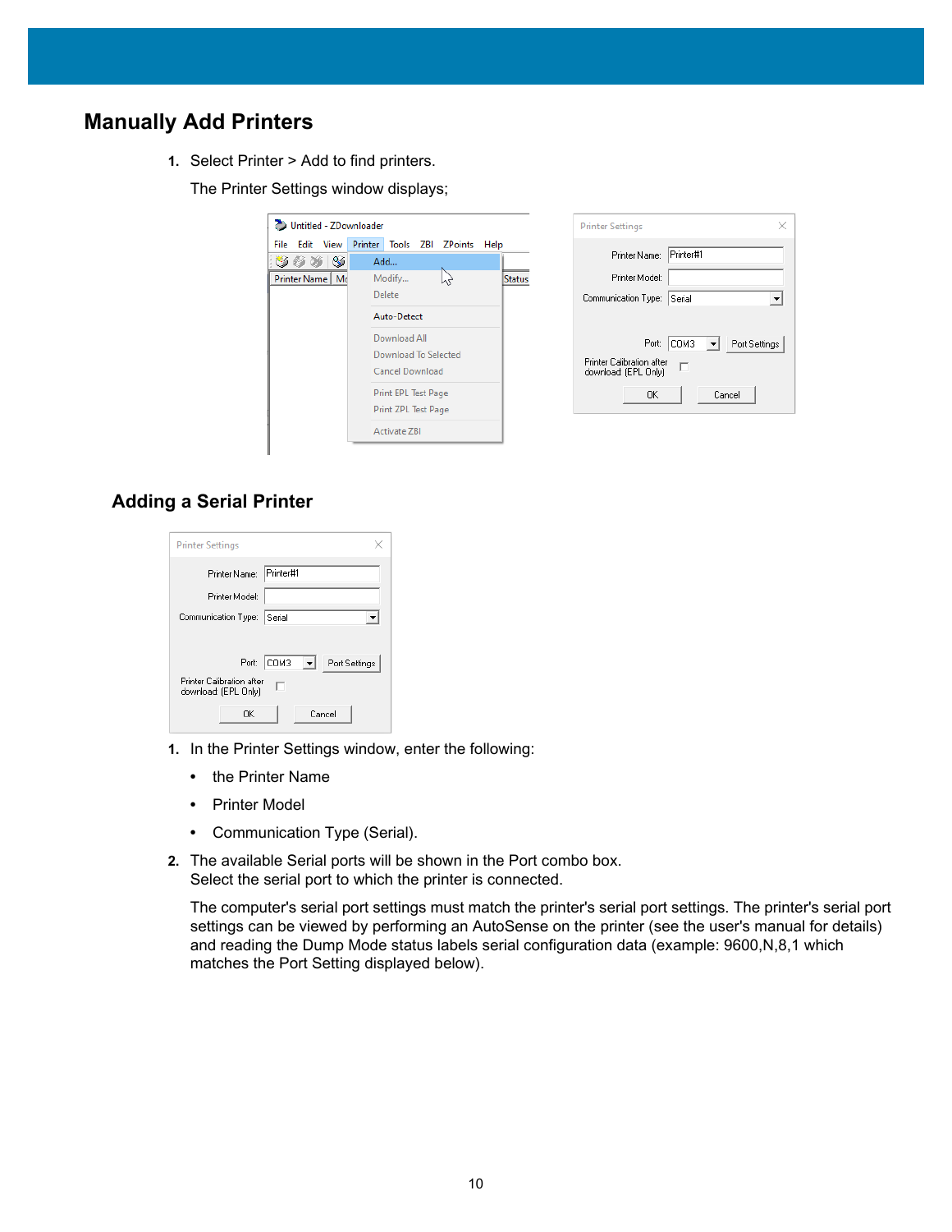## Manually Add Printers

1. Select Printer > Add to find printers.

   The Printer Settings window displays;

### Adding a Serial Printer

1. In the Printer Settings window, enter the following:
   - the Printer Name
   - Printer Model
   - Communication Type (Serial).
2. The available Serial ports will be shown in the Port combo box.
   Select the serial port to which the printer is connected.

   The computer's serial port settings must match the printer's serial port settings. The printer's serial port settings can be viewed by performing an AutoSense on the printer (see the user's manual for details) and reading the Dump Mode status labels serial configuration data (example: 9600,N,8,1 which matches the Port Setting displayed below).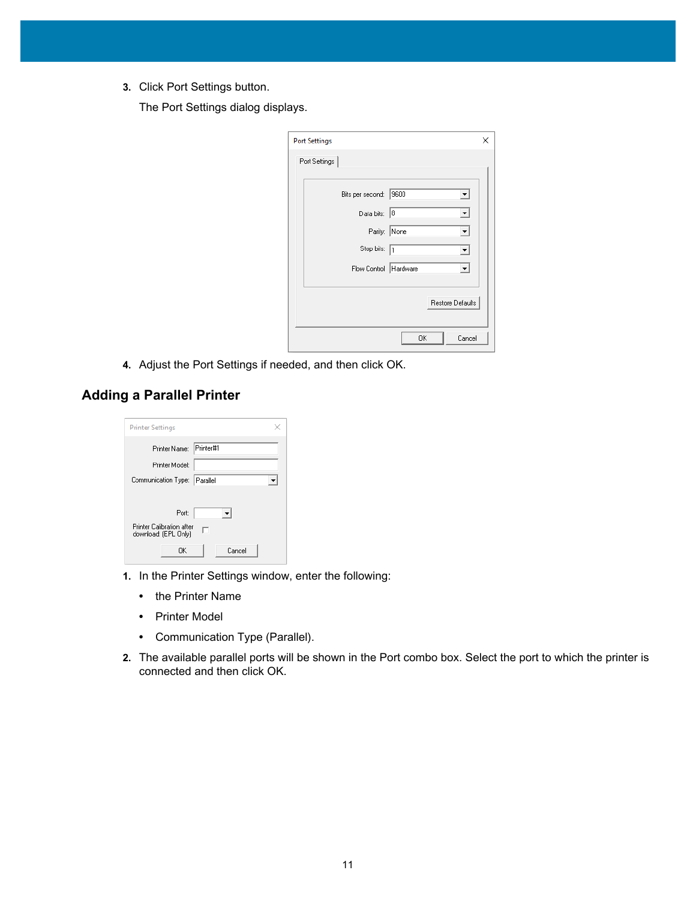3. Click Port Settings button.

   The Port Settings dialog displays.

4. Adjust the Port Settings if needed, and then click OK.

## Adding a Parallel Printer

1. In the Printer Settings window, enter the following:
   - the Printer Name
   - Printer Model
   - Communication Type (Parallel).
2. The available parallel ports will be shown in the Port combo box. Select the port to which the printer is connected and then click OK.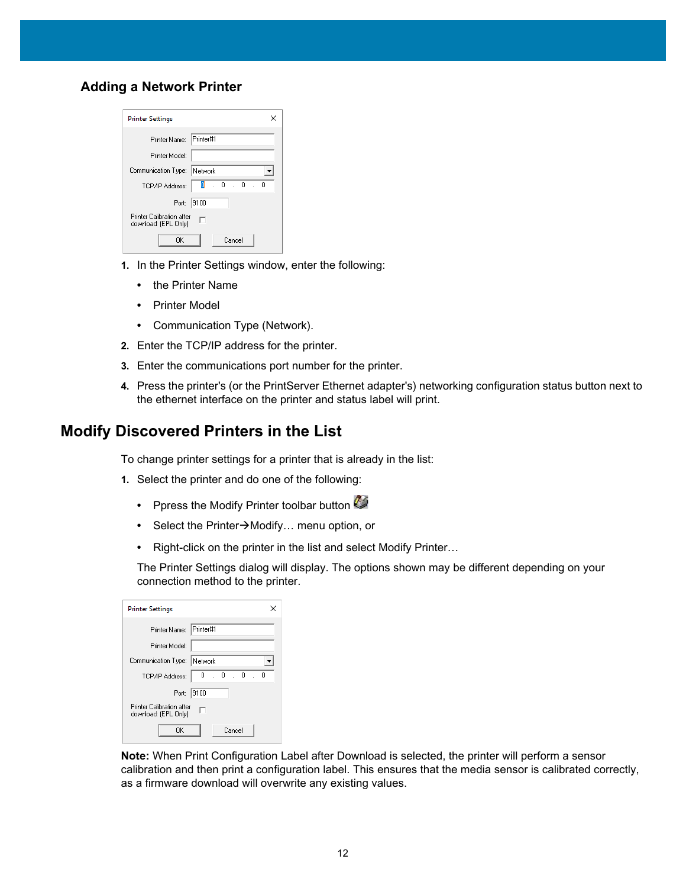### Adding a Network Printer

1. In the Printer Settings window, enter the following:
   - the Printer Name
   - Printer Model
   - Communication Type (Network).
2. Enter the TCP/IP address for the printer.
3. Enter the communications port number for the printer.
4. Press the printer's (or the PrintServer Ethernet adapter's) networking configuration status button next to the ethernet interface on the printer and status label will print.

## Modify Discovered Printers in the List

To change printer settings for a printer that is already in the list:

1. Select the printer and do one of the following:
   - Ppress the Modify Printer toolbar button
   - Select the Printer→Modify… menu option, or
   - Right-click on the printer in the list and select Modify Printer…

   The Printer Settings dialog will display. The options shown may be different depending on your connection method to the printer.

**Note:** When Print Configuration Label after Download is selected, the printer will perform a sensor calibration and then print a configuration label. This ensures that the media sensor is calibrated correctly, as a firmware download will overwrite any existing values.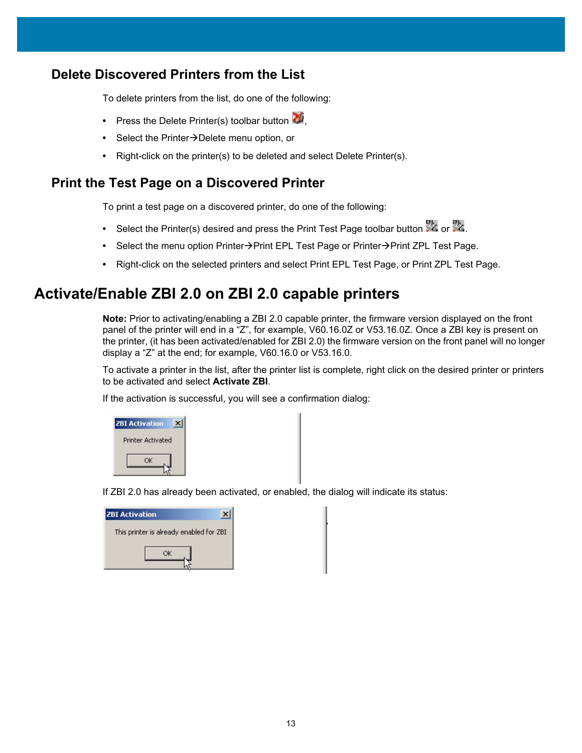## Delete Discovered Printers from the List

To delete printers from the list, do one of the following:

- Press the Delete Printer(s) toolbar button ,
- Select the Printer→Delete menu option, or
- Right-click on the printer(s) to be deleted and select Delete Printer(s).

## Print the Test Page on a Discovered Printer

To print a test page on a discovered printer, do one of the following:

- Select the Printer(s) desired and press the Print Test Page toolbar button  or .
- Select the menu option Printer→Print EPL Test Page or Printer→Print ZPL Test Page.
- Right-click on the selected printers and select Print EPL Test Page, or Print ZPL Test Page.

# Activate/Enable ZBI 2.0 on ZBI 2.0 capable printers

**Note:** Prior to activating/enabling a ZBI 2.0 capable printer, the firmware version displayed on the front panel of the printer will end in a "Z", for example, V60.16.0Z or V53.16.0Z. Once a ZBI key is present on the printer, (it has been activated/enabled for ZBI 2.0) the firmware version on the front panel will no longer display a "Z" at the end; for example, V60.16.0 or V53.16.0.

To activate a printer in the list, after the printer list is complete, right click on the desired printer or printers to be activated and select **Activate ZBI**.

If the activation is successful, you will see a confirmation dialog:

If ZBI 2.0 has already been activated, or enabled, the dialog will indicate its status: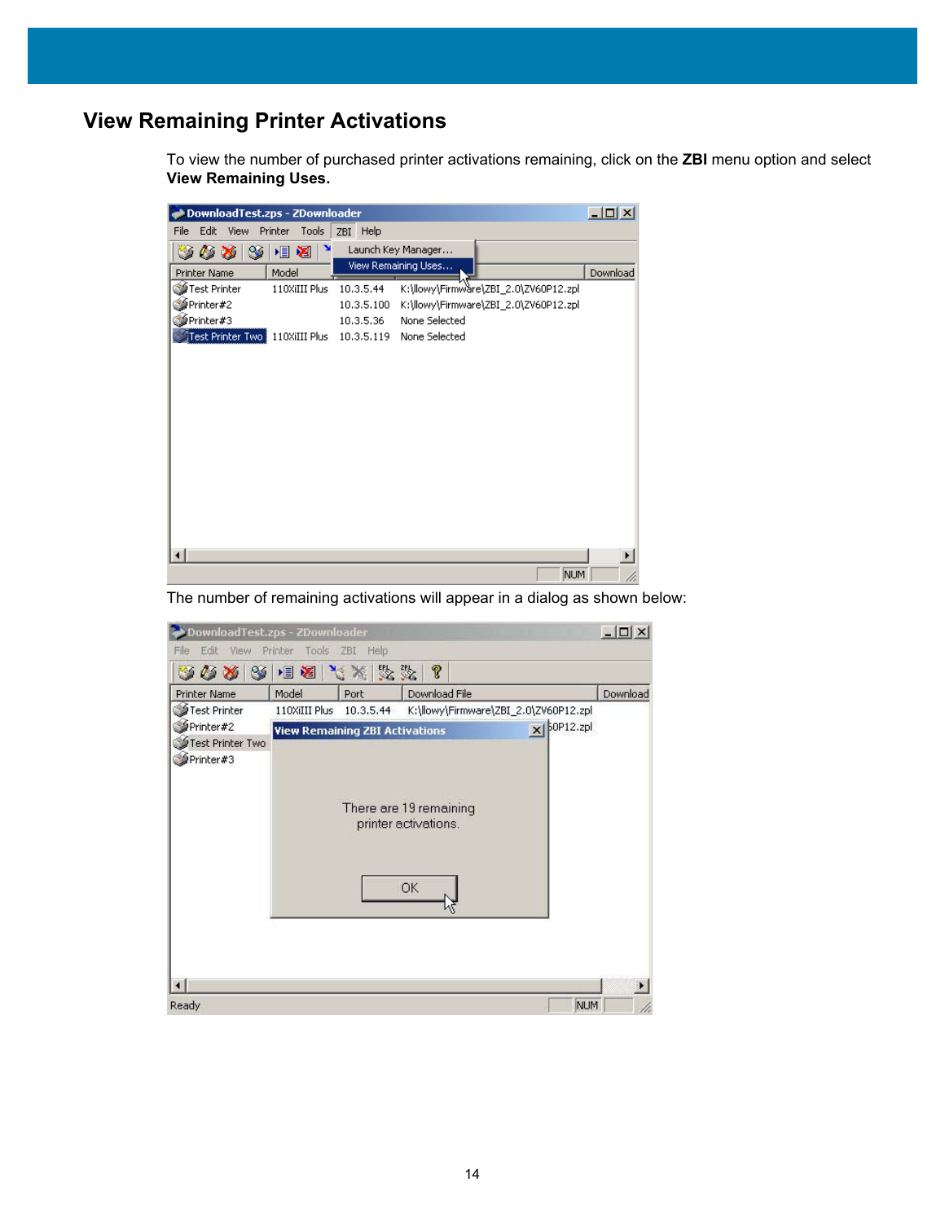## View Remaining Printer Activations

To view the number of purchased printer activations remaining, click on the **ZBI** menu option and select **View Remaining Uses.**

The number of remaining activations will appear in a dialog as shown below: